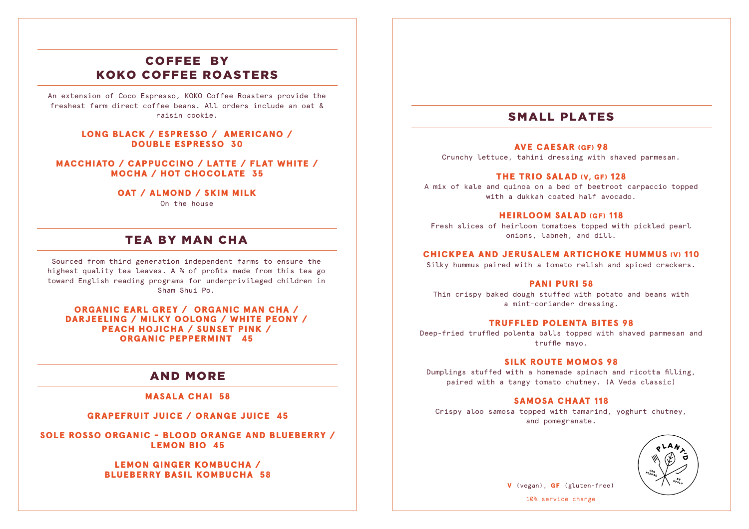## COFFEE BY KOKO COFFEE ROASTERS

An extension of Coco Espresso, KOKO Coffee Roasters provide the freshest farm direct coffee beans. All orders include an oat & raisin cookie.

**LONG BLACK / ESPRESSO / AMERICANO / DOUBLE ESPRESSO 30**

**MACCHIATO / CAPPUCCINO / LATTE / FLAT WHITE / MOCHA / HOT CHOCOLATE 35**

**OAT / ALMOND / SKIM MILK**
On the house

## TEA BY MAN CHA

Sourced from third generation independent farms to ensure the highest quality tea leaves. A % of profits made from this tea go toward English reading programs for underprivileged children in Sham Shui Po.

**ORGANIC EARL GREY / ORGANIC MAN CHA / DARJEELING / MILKY OOLONG / WHITE PEONY / PEACH HOJICHA / SUNSET PINK / ORGANIC PEPPERMINT 45**

## AND MORE

**MASALA CHAI 58**

**GRAPEFRUIT JUICE / ORANGE JUICE 45**

**SOLE ROSSO ORGANIC - BLOOD ORANGE AND BLUEBERRY / LEMON BIO 45**

**LEMON GINGER KOMBUCHA / BLUEBERRY BASIL KOMBUCHA 58**

## SMALL PLATES

**AVE CAESAR (GF) 98**
Crunchy lettuce, tahini dressing with shaved parmesan.

**THE TRIO SALAD (V, GF) 128**
A mix of kale and quinoa on a bed of beetroot carpaccio topped with a dukkah coated half avocado.

**HEIRLOOM SALAD (GF) 118**
Fresh slices of heirloom tomatoes topped with pickled pearl onions, labneh, and dill.

**CHICKPEA AND JERUSALEM ARTICHOKE HUMMUS (V) 110**
Silky hummus paired with a tomato relish and spiced crackers.

**PANI PURI 58**
Thin crispy baked dough stuffed with potato and beans with a mint-coriander dressing.

**TRUFFLED POLENTA BITES 98**
Deep-fried truffled polenta balls topped with shaved parmesan and truffle mayo.

**SILK ROUTE MOMOS 98**
Dumplings stuffed with a homemade spinach and ricotta filling, paired with a tangy tomato chutney. (A Veda classic)

**SAMOSA CHAAT 118**
Crispy aloo samosa topped with tamarind, yoghurt chutney, and pomegranate.

PLANT'D VEG PLEDGE BY OVOLO

**V** (vegan), **GF** (gluten-free)

10% service charge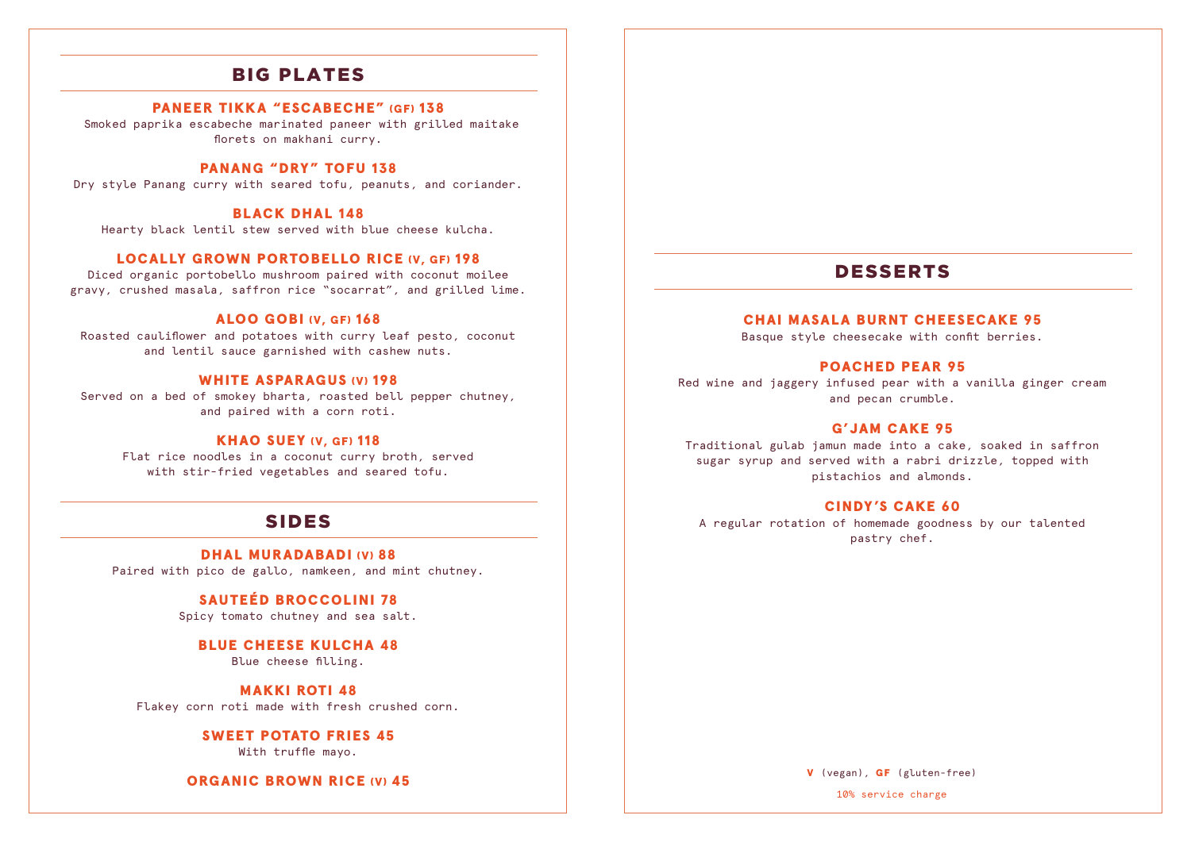## BIG PLATES

### PANEER TIKKA "ESCABECHE" (GF) 138
Smoked paprika escabeche marinated paneer with grilled maitake florets on makhani curry.

### PANANG "DRY" TOFU 138
Dry style Panang curry with seared tofu, peanuts, and coriander.

### BLACK DHAL 148
Hearty black lentil stew served with blue cheese kulcha.

### LOCALLY GROWN PORTOBELLO RICE (V, GF) 198
Diced organic portobello mushroom paired with coconut moilee gravy, crushed masala, saffron rice "socarrat", and grilled lime.

### ALOO GOBI (V, GF) 168
Roasted cauliflower and potatoes with curry leaf pesto, coconut and lentil sauce garnished with cashew nuts.

### WHITE ASPARAGUS (V) 198
Served on a bed of smokey bharta, roasted bell pepper chutney, and paired with a corn roti.

### KHAO SUEY (V, GF) 118
Flat rice noodles in a coconut curry broth, served with stir-fried vegetables and seared tofu.

## SIDES

### DHAL MURADABADI (V) 88
Paired with pico de gallo, namkeen, and mint chutney.

### SAUTEÉD BROCCOLINI 78
Spicy tomato chutney and sea salt.

### BLUE CHEESE KULCHA 48
Blue cheese filling.

### MAKKI ROTI 48
Flakey corn roti made with fresh crushed corn.

### SWEET POTATO FRIES 45
With truffle mayo.

### ORGANIC BROWN RICE (V) 45

## DESSERTS

### CHAI MASALA BURNT CHEESECAKE 95
Basque style cheesecake with confit berries.

### POACHED PEAR 95
Red wine and jaggery infused pear with a vanilla ginger cream and pecan crumble.

### G'JAM CAKE 95
Traditional gulab jamun made into a cake, soaked in saffron sugar syrup and served with a rabri drizzle, topped with pistachios and almonds.

### CINDY'S CAKE 60
A regular rotation of homemade goodness by our talented pastry chef.

**V** (vegan), **GF** (gluten-free)

10% service charge